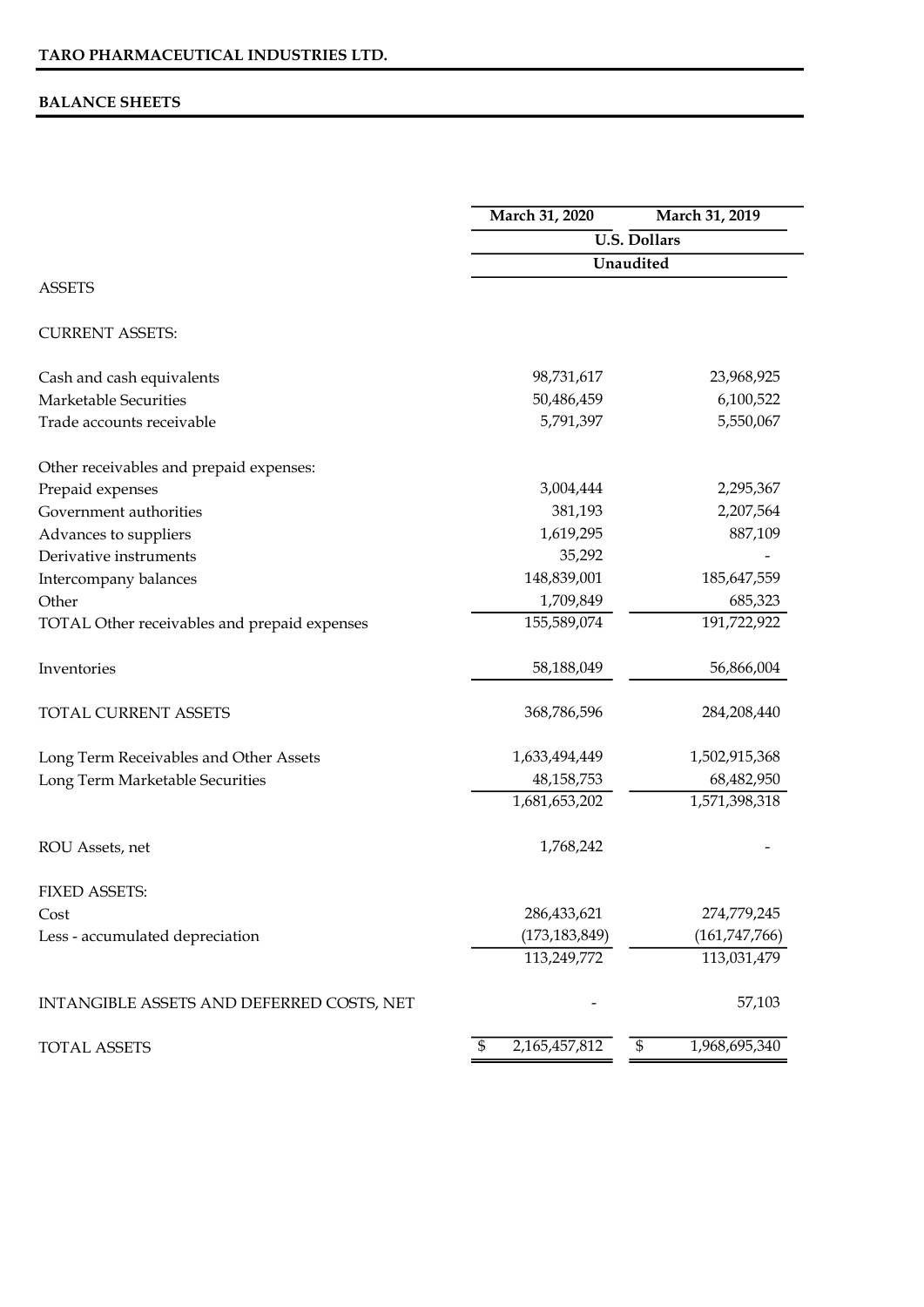**TARO PHARMACEUTICAL INDUSTRIES LTD.**

**BALANCE SHEETS**

| | March 31, 2020 | March 31, 2019 |
|---|---|---|
| | U.S. Dollars | |
| | Unaudited | |
| ASSETS | | |
| CURRENT ASSETS: | | |
| Cash and cash equivalents | 98,731,617 | 23,968,925 |
| Marketable Securities | 50,486,459 | 6,100,522 |
| Trade accounts receivable | 5,791,397 | 5,550,067 |
| Other receivables and prepaid expenses: | | |
| Prepaid expenses | 3,004,444 | 2,295,367 |
| Government authorities | 381,193 | 2,207,564 |
| Advances to suppliers | 1,619,295 | 887,109 |
| Derivative instruments | 35,292 | - |
| Intercompany balances | 148,839,001 | 185,647,559 |
| Other | 1,709,849 | 685,323 |
| TOTAL Other receivables and prepaid expenses | 155,589,074 | 191,722,922 |
| Inventories | 58,188,049 | 56,866,004 |
| TOTAL CURRENT ASSETS | 368,786,596 | 284,208,440 |
| Long Term Receivables and Other Assets | 1,633,494,449 | 1,502,915,368 |
| Long Term Marketable Securities | 48,158,753 | 68,482,950 |
| | 1,681,653,202 | 1,571,398,318 |
| ROU Assets, net | 1,768,242 | - |
| FIXED ASSETS: | | |
| Cost | 286,433,621 | 274,779,245 |
| Less - accumulated depreciation | (173,183,849) | (161,747,766) |
| | 113,249,772 | 113,031,479 |
| INTANGIBLE ASSETS AND DEFERRED COSTS, NET | - | 57,103 |
| TOTAL ASSETS | $ 2,165,457,812 | $ 1,968,695,340 |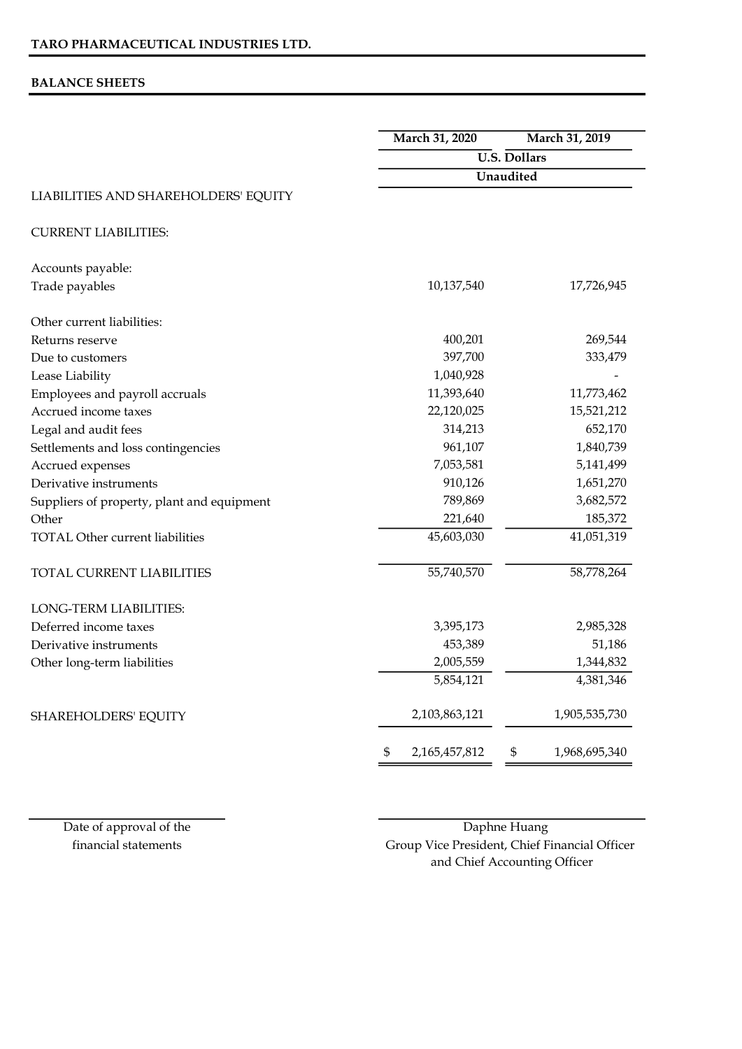**TARO PHARMACEUTICAL INDUSTRIES LTD.**

**BALANCE SHEETS**

| | March 31, 2020 | March 31, 2019 |
|---|---|---|
| | U.S. Dollars | |
| | Unaudited | |
| LIABILITIES AND SHAREHOLDERS' EQUITY | | |
| CURRENT LIABILITIES: | | |
| Accounts payable: | | |
| Trade payables | 10,137,540 | 17,726,945 |
| Other current liabilities: | | |
| Returns reserve | 400,201 | 269,544 |
| Due to customers | 397,700 | 333,479 |
| Lease Liability | 1,040,928 | - |
| Employees and payroll accruals | 11,393,640 | 11,773,462 |
| Accrued income taxes | 22,120,025 | 15,521,212 |
| Legal and audit fees | 314,213 | 652,170 |
| Settlements and loss contingencies | 961,107 | 1,840,739 |
| Accrued expenses | 7,053,581 | 5,141,499 |
| Derivative instruments | 910,126 | 1,651,270 |
| Suppliers of property, plant and equipment | 789,869 | 3,682,572 |
| Other | 221,640 | 185,372 |
| TOTAL Other current liabilities | 45,603,030 | 41,051,319 |
| TOTAL CURRENT LIABILITIES | 55,740,570 | 58,778,264 |
| LONG-TERM LIABILITIES: | | |
| Deferred income taxes | 3,395,173 | 2,985,328 |
| Derivative instruments | 453,389 | 51,186 |
| Other long-term liabilities | 2,005,559 | 1,344,832 |
| | 5,854,121 | 4,381,346 |
| SHAREHOLDERS' EQUITY | 2,103,863,121 | 1,905,535,730 |
| | $ 2,165,457,812 | $ 1,968,695,340 |

Date of approval of the financial statements

Daphne Huang
Group Vice President, Chief Financial Officer and Chief Accounting Officer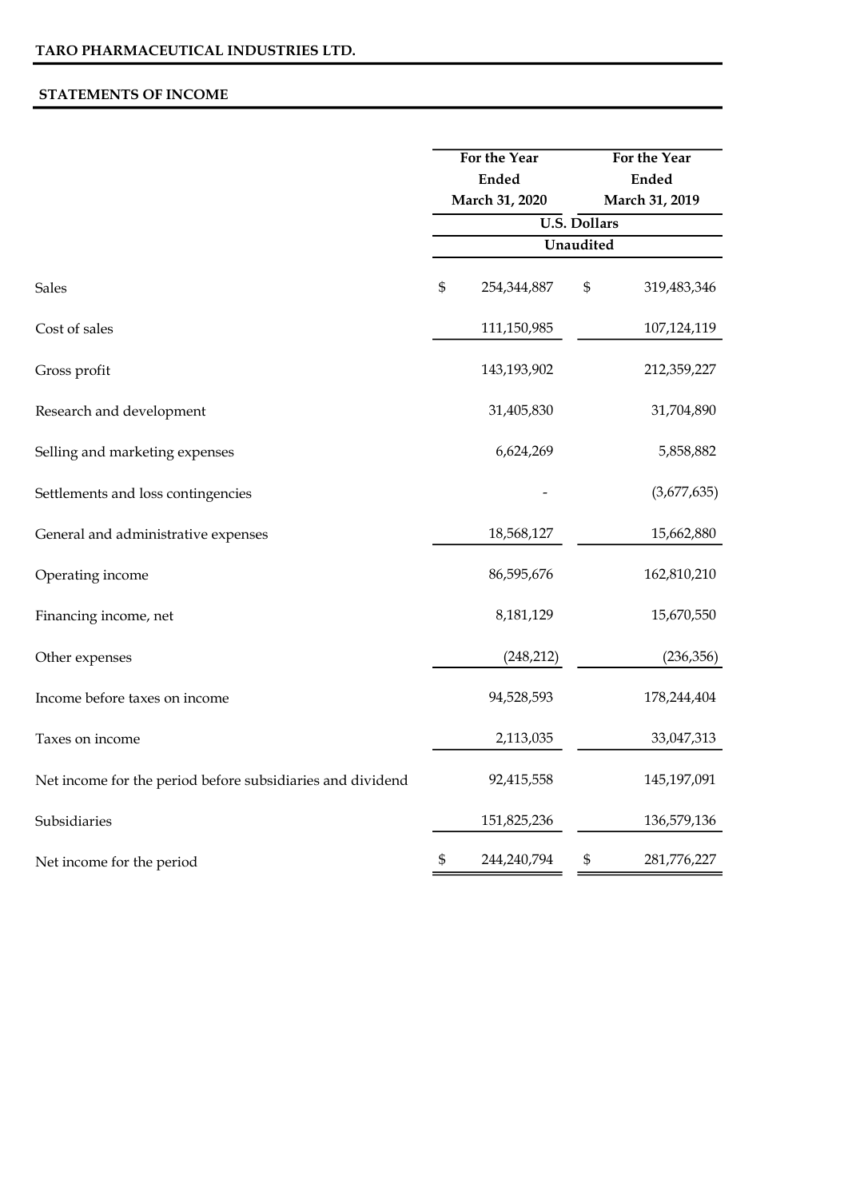**TARO PHARMACEUTICAL INDUSTRIES LTD.**

**STATEMENTS OF INCOME**

| | For the Year Ended March 31, 2020 | For the Year Ended March 31, 2019 |
|---|---|---|
| | U.S. Dollars | |
| | Unaudited | |
| Sales | $ 254,344,887 | $ 319,483,346 |
| Cost of sales | 111,150,985 | 107,124,119 |
| Gross profit | 143,193,902 | 212,359,227 |
| Research and development | 31,405,830 | 31,704,890 |
| Selling and marketing expenses | 6,624,269 | 5,858,882 |
| Settlements and loss contingencies | - | (3,677,635) |
| General and administrative expenses | 18,568,127 | 15,662,880 |
| Operating income | 86,595,676 | 162,810,210 |
| Financing income, net | 8,181,129 | 15,670,550 |
| Other expenses | (248,212) | (236,356) |
| Income before taxes on income | 94,528,593 | 178,244,404 |
| Taxes on income | 2,113,035 | 33,047,313 |
| Net income for the period before subsidiaries and dividend | 92,415,558 | 145,197,091 |
| Subsidiaries | 151,825,236 | 136,579,136 |
| Net income for the period | $ 244,240,794 | $ 281,776,227 |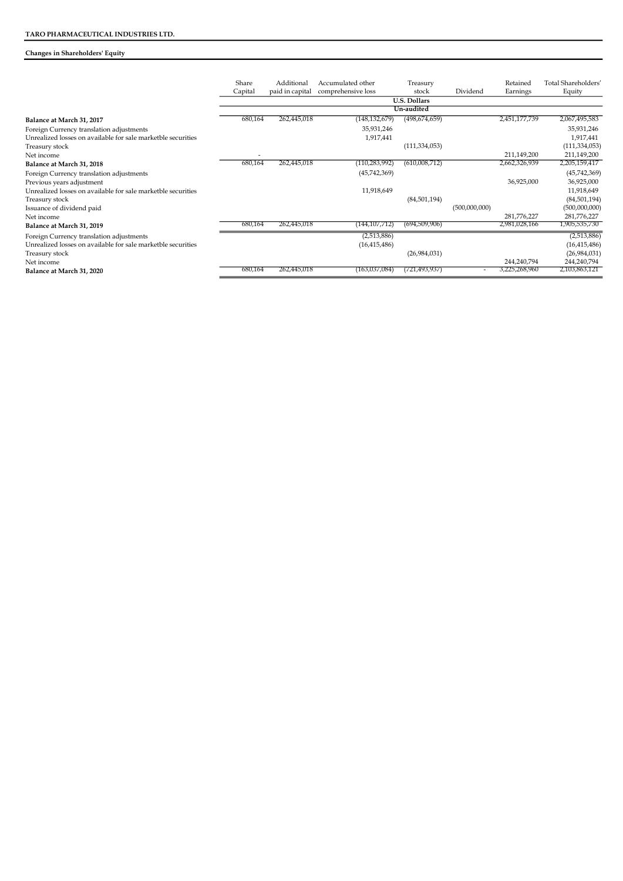**TARO PHARMACEUTICAL INDUSTRIES LTD.**

**Changes in Shareholders' Equity**

| | Share Capital | Additional paid in capital | Accumulated other comprehensive loss | Treasury stock | Dividend | Retained Earnings | Total Shareholders' Equity |
|---|---|---|---|---|---|---|---|
| | | | | U.S. Dollars | | | |
| | | | | Un-audited | | | |
| **Balance at March 31, 2017** | 680,164 | 262,445,018 | (148,132,679) | (498,674,659) | | 2,451,177,739 | 2,067,495,583 |
| Foreign Currency translation adjustments | | | 35,931,246 | | | | 35,931,246 |
| Unrealized losses on available for sale marketble securities | | | 1,917,441 | | | | 1,917,441 |
| Treasury stock | | | | (111,334,053) | | | (111,334,053) |
| Net income | - | | | | | 211,149,200 | 211,149,200 |
| **Balance at March 31, 2018** | 680,164 | 262,445,018 | (110,283,992) | (610,008,712) | | 2,662,326,939 | 2,205,159,417 |
| Foreign Currency translation adjustments | | | (45,742,369) | | | | (45,742,369) |
| Previous years adjustment | | | | | | 36,925,000 | 36,925,000 |
| Unrealized losses on available for sale marketble securities | | | 11,918,649 | | | | 11,918,649 |
| Treasury stock | | | | (84,501,194) | | | (84,501,194) |
| Issuance of dividend paid | | | | | (500,000,000) | | (500,000,000) |
| Net income | | | | | | 281,776,227 | 281,776,227 |
| **Balance at March 31, 2019** | 680,164 | 262,445,018 | (144,107,712) | (694,509,906) | | 2,981,028,166 | 1,905,535,730 |
| Foreign Currency translation adjustments | | | (2,513,886) | | | | (2,513,886) |
| Unrealized losses on available for sale marketble securities | | | (16,415,486) | | | | (16,415,486) |
| Treasury stock | | | | (26,984,031) | | | (26,984,031) |
| Net income | | | | | | 244,240,794 | 244,240,794 |
| **Balance at March 31, 2020** | 680,164 | 262,445,018 | (163,037,084) | (721,493,937) | - | 3,225,268,960 | 2,103,863,121 |